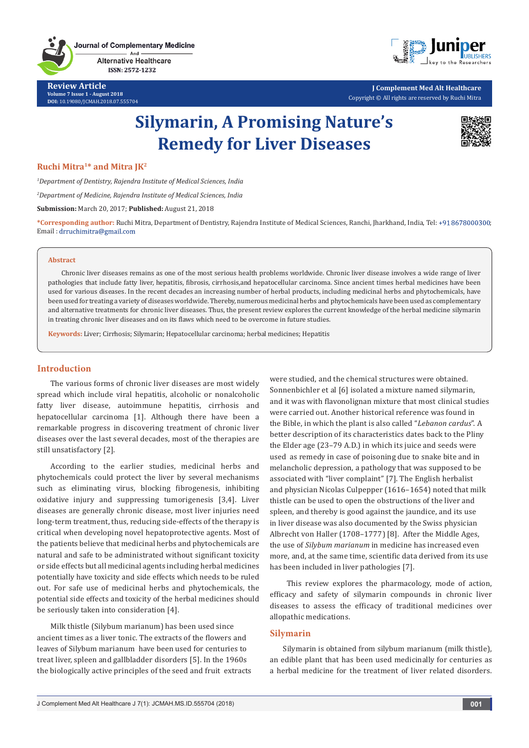# Silymarin, A Promising Nature's Remedy for Liver Diseases

**Ruchi Mitra[1]* and Mitra JK[2]**

[1]*Department of Dentistry, Rajendra Institute of Medical Sciences, India*

[2]*Department of Medicine, Rajendra Institute of Medical Sciences, India*

**Submission:** March 20, 2017; **Published:** August 21, 2018

***Corresponding author:** Ruchi Mitra, Department of Dentistry, Rajendra Institute of Medical Sciences, Ranchi, Jharkhand, India, Tel: +91 8678000300; Email : drruchimitra@gmail.com

## Abstract

Chronic liver diseases remains as one of the most serious health problems worldwide. Chronic liver disease involves a wide range of liver pathologies that include fatty liver, hepatitis, fibrosis, cirrhosis,and hepatocellular carcinoma. Since ancient times herbal medicines have been used for various diseases. In the recent decades an increasing number of herbal products, including medicinal herbs and phytochemicals, have been used for treating a variety of diseases worldwide. Thereby, numerous medicinal herbs and phytochemicals have been used as complementary and alternative treatments for chronic liver diseases. Thus, the present review explores the current knowledge of the herbal medicine silymarin in treating chronic liver diseases and on its flaws which need to be overcome in future studies.

**Keywords:** Liver; Cirrhosis; Silymarin; Hepatocellular carcinoma; herbal medicines; Hepatitis

## Introduction

The various forms of chronic liver diseases are most widely spread which include viral hepatitis, alcoholic or nonalcoholic fatty liver disease, autoimmune hepatitis, cirrhosis and hepatocellular carcinoma [1]. Although there have been a remarkable progress in discovering treatment of chronic liver diseases over the last several decades, most of the therapies are still unsatisfactory [2].

According to the earlier studies, medicinal herbs and phytochemicals could protect the liver by several mechanisms such as eliminating virus, blocking fibrogenesis, inhibiting oxidative injury and suppressing tumorigenesis [3,4]. Liver diseases are generally chronic disease, most liver injuries need long-term treatment, thus, reducing side-effects of the therapy is critical when developing novel hepatoprotective agents. Most of the patients believe that medicinal herbs and phytochemicals are natural and safe to be administrated without significant toxicity or side effects but all medicinal agents including herbal medicines potentially have toxicity and side effects which needs to be ruled out. For safe use of medicinal herbs and phytochemicals, the potential side effects and toxicity of the herbal medicines should be seriously taken into consideration [4].

Milk thistle (Silybum marianum) has been used since ancient times as a liver tonic. The extracts of the flowers and leaves of Silybum marianum have been used for centuries to treat liver, spleen and gallbladder disorders [5]. In the 1960s the biologically active principles of the seed and fruit extracts were studied, and the chemical structures were obtained. Sonnenbichler et al [6] isolated a mixture named silymarin, and it was with flavonolignan mixture that most clinical studies were carried out. Another historical reference was found in the Bible, in which the plant is also called "*Lebanon cardus*". A better description of its characteristics dates back to the Pliny the Elder age (23–79 A.D.) in which its juice and seeds were used as remedy in case of poisoning due to snake bite and in melancholic depression, a pathology that was supposed to be associated with "liver complaint" [7]. The English herbalist and physician Nicolas Culpepper (1616–1654) noted that milk thistle can be used to open the obstructions of the liver and spleen, and thereby is good against the jaundice, and its use in liver disease was also documented by the Swiss physician Albrecht von Haller (1708–1777) [8]. After the Middle Ages, the use of *Silybum marianum* in medicine has increased even more, and, at the same time, scientific data derived from its use has been included in liver pathologies [7].

This review explores the pharmacology, mode of action, efficacy and safety of silymarin compounds in chronic liver diseases to assess the efficacy of traditional medicines over allopathic medications.

## Silymarin

Silymarin is obtained from silybum marianum (milk thistle), an edible plant that has been used medicinally for centuries as a herbal medicine for the treatment of liver related disorders.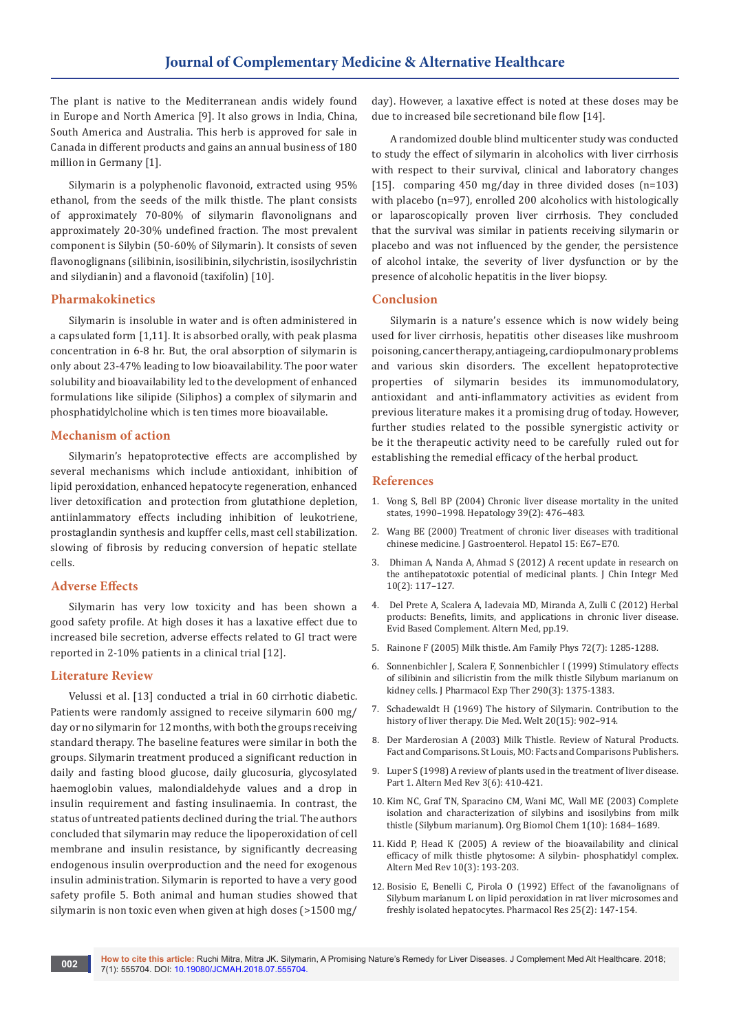The plant is native to the Mediterranean andis widely found in Europe and North America [9]. It also grows in India, China, South America and Australia. This herb is approved for sale in Canada in different products and gains an annual business of 180 million in Germany [1].

Silymarin is a polyphenolic flavonoid, extracted using 95% ethanol, from the seeds of the milk thistle. The plant consists of approximately 70-80% of silymarin flavonolignans and approximately 20-30% undefined fraction. The most prevalent component is Silybin (50-60% of Silymarin). It consists of seven flavonoglignans (silibinin, isosilibinin, silychristin, isosilychristin and silydianin) and a flavonoid (taxifolin) [10].

## Pharmakokinetics

Silymarin is insoluble in water and is often administered in a capsulated form [1,11]. It is absorbed orally, with peak plasma concentration in 6-8 hr. But, the oral absorption of silymarin is only about 23-47% leading to low bioavailability. The poor water solubility and bioavailability led to the development of enhanced formulations like silipide (Siliphos) a complex of silymarin and phosphatidylcholine which is ten times more bioavailable.

## Mechanism of action

Silymarin's hepatoprotective effects are accomplished by several mechanisms which include antioxidant, inhibition of lipid peroxidation, enhanced hepatocyte regeneration, enhanced liver detoxification and protection from glutathione depletion, antiinlammatory effects including inhibition of leukotriene, prostaglandin synthesis and kupffer cells, mast cell stabilization. slowing of fibrosis by reducing conversion of hepatic stellate cells.

## Adverse Effects

Silymarin has very low toxicity and has been shown a good safety profile. At high doses it has a laxative effect due to increased bile secretion, adverse effects related to GI tract were reported in 2-10% patients in a clinical trial [12].

## Literature Review

Velussi et al. [13] conducted a trial in 60 cirrhotic diabetic. Patients were randomly assigned to receive silymarin 600 mg/day or no silymarin for 12 months, with both the groups receiving standard therapy. The baseline features were similar in both the groups. Silymarin treatment produced a significant reduction in daily and fasting blood glucose, daily glucosuria, glycosylated haemoglobin values, malondialdehyde values and a drop in insulin requirement and fasting insulinaemia. In contrast, the status of untreated patients declined during the trial. The authors concluded that silymarin may reduce the lipoperoxidation of cell membrane and insulin resistance, by significantly decreasing endogenous insulin overproduction and the need for exogenous insulin administration. Silymarin is reported to have a very good safety profile 5. Both animal and human studies showed that silymarin is non toxic even when given at high doses (>1500 mg/day). However, a laxative effect is noted at these doses may be due to increased bile secretionand bile flow [14].

A randomized double blind multicenter study was conducted to study the effect of silymarin in alcoholics with liver cirrhosis with respect to their survival, clinical and laboratory changes [15]. comparing 450 mg/day in three divided doses (n=103) with placebo (n=97), enrolled 200 alcoholics with histologically or laparoscopically proven liver cirrhosis. They concluded that the survival was similar in patients receiving silymarin or placebo and was not influenced by the gender, the persistence of alcohol intake, the severity of liver dysfunction or by the presence of alcoholic hepatitis in the liver biopsy.

## Conclusion

Silymarin is a nature's essence which is now widely being used for liver cirrhosis, hepatitis other diseases like mushroom poisoning, cancer therapy, antiageing, cardiopulmonary problems and various skin disorders. The excellent hepatoprotective properties of silymarin besides its immunomodulatory, antioxidant and anti-inflammatory activities as evident from previous literature makes it a promising drug of today. However, further studies related to the possible synergistic activity or be it the therapeutic activity need to be carefully ruled out for establishing the remedial efficacy of the herbal product.

## References

1. Vong S, Bell BP (2004) Chronic liver disease mortality in the united states, 1990–1998. Hepatology 39(2): 476–483.
2. Wang BE (2000) Treatment of chronic liver diseases with traditional chinese medicine. J Gastroenterol. Hepatol 15: E67–E70.
3. Dhiman A, Nanda A, Ahmad S (2012) A recent update in research on the antihepatotoxic potential of medicinal plants. J Chin Integr Med 10(2): 117–127.
4. Del Prete A, Scalera A, Iadevaia MD, Miranda A, Zulli C (2012) Herbal products: Benefits, limits, and applications in chronic liver disease. Evid Based Complement. Altern Med, pp.19.
5. Rainone F (2005) Milk thistle. Am Family Phys 72(7): 1285-1288.
6. Sonnenbichler J, Scalera F, Sonnenbichler I (1999) Stimulatory effects of silibinin and silicristin from the milk thistle Silybum marianum on kidney cells. J Pharmacol Exp Ther 290(3): 1375-1383.
7. Schadewaldt H (1969) The history of Silymarin. Contribution to the history of liver therapy. Die Med. Welt 20(15): 902–914.
8. Der Marderosian A (2003) Milk Thistle. Review of Natural Products. Fact and Comparisons. St Louis, MO: Facts and Comparisons Publishers.
9. Luper S (1998) A review of plants used in the treatment of liver disease. Part 1. Altern Med Rev 3(6): 410-421.
10. Kim NC, Graf TN, Sparacino CM, Wani MC, Wall ME (2003) Complete isolation and characterization of silybins and isosilybins from milk thistle (Silybum marianum). Org Biomol Chem 1(10): 1684–1689.
11. Kidd P, Head K (2005) A review of the bioavailability and clinical efficacy of milk thistle phytosome: A silybin- phosphatidyl complex. Altern Med Rev 10(3): 193-203.
12. Bosisio E, Benelli C, Pirola O (1992) Effect of the favanolignans of Silybum marianum L on lipid peroxidation in rat liver microsomes and freshly isolated hepatocytes. Pharmacol Res 25(2): 147-154.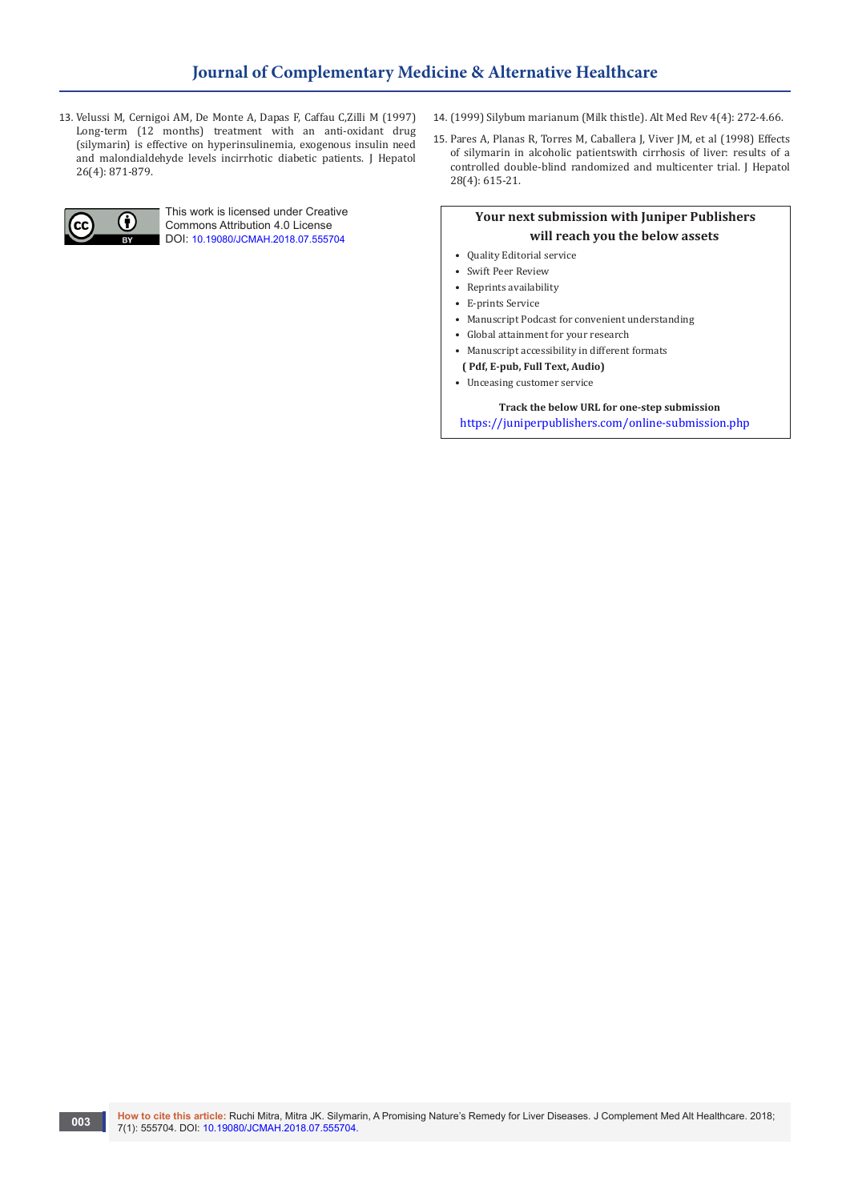13. Velussi M, Cernigoi AM, De Monte A, Dapas F, Caffau C,Zilli M (1997) Long-term (12 months) treatment with an anti-oxidant drug (silymarin) is effective on hyperinsulinemia, exogenous insulin need and malondialdehyde levels incirrhotic diabetic patients. J Hepatol 26(4): 871-879.

14. (1999) Silybum marianum (Milk thistle). Alt Med Rev 4(4): 272-4.66.

15. Pares A, Planas R, Torres M, Caballera J, Viver JM, et al (1998) Effects of silymarin in alcoholic patientswith cirrhosis of liver: results of a controlled double-blind randomized and multicenter trial. J Hepatol 28(4): 615-21.

This work is licensed under Creative Commons Attribution 4.0 License
DOI: 10.19080/JCMAH.2018.07.555704

**Your next submission with Juniper Publishers will reach you the below assets**

- Quality Editorial service
- Swift Peer Review
- Reprints availability
- E-prints Service
- Manuscript Podcast for convenient understanding
- Global attainment for your research
- Manuscript accessibility in different formats
  **( Pdf, E-pub, Full Text, Audio)**
- Unceasing customer service

**Track the below URL for one-step submission**
https://juniperpublishers.com/online-submission.php

**How to cite this article:** Ruchi Mitra, Mitra JK. Silymarin, A Promising Nature's Remedy for Liver Diseases. J Complement Med Alt Healthcare. 2018; 7(1): 555704. DOI: 10.19080/JCMAH.2018.07.555704.